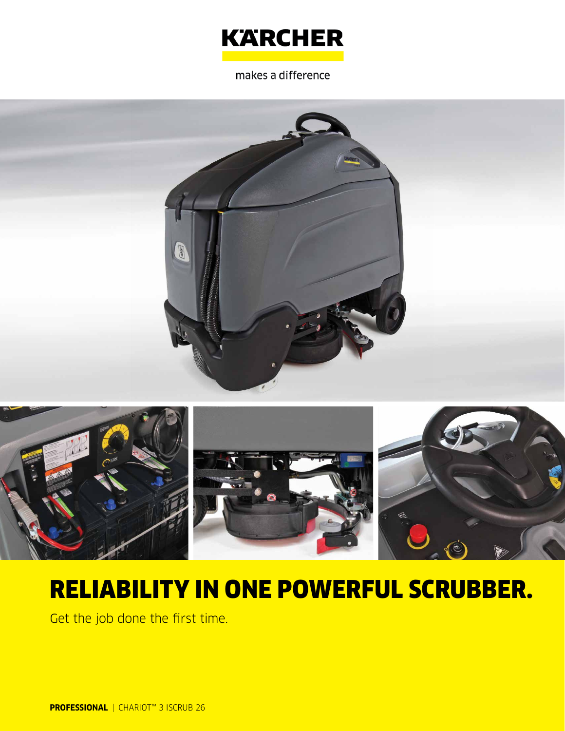KÄRCHER

makes a difference

# RELIABILITY IN ONE POWERFUL SCRUBBER.

Get the job done the first time.

**PROFESSIONAL** | CHARIOT™ 3 ISCRUB 26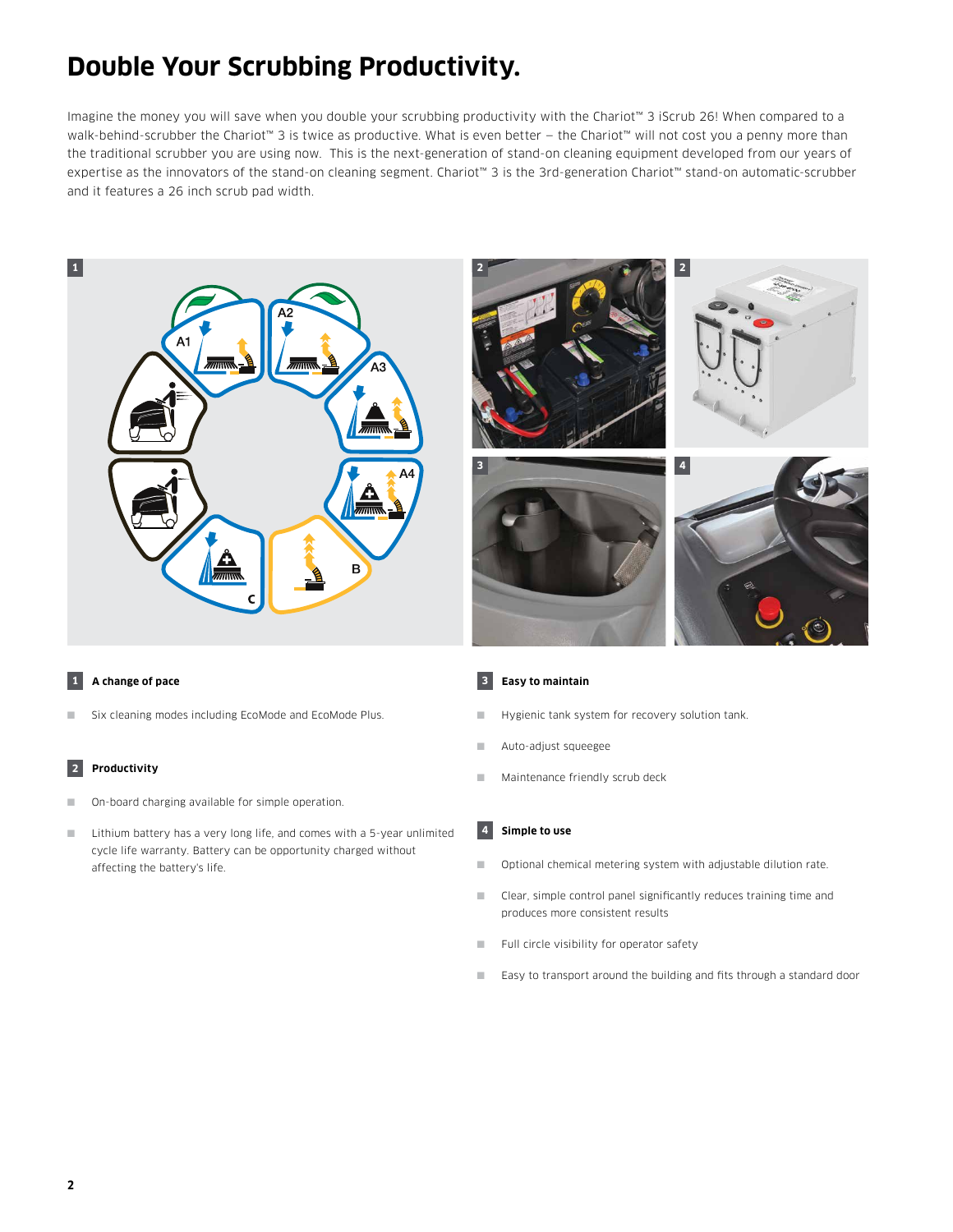# Double Your Scrubbing Productivity.

Imagine the money you will save when you double your scrubbing productivity with the Chariot™ 3 iScrub 26! When compared to a walk-behind-scrubber the Chariot™ 3 is twice as productive. What is even better – the Chariot™ will not cost you a penny more than the traditional scrubber you are using now. This is the next-generation of stand-on cleaning equipment developed from our years of expertise as the innovators of the stand-on cleaning segment. Chariot™ 3 is the 3rd-generation Chariot™ stand-on automatic-scrubber and it features a 26 inch scrub pad width.

### 1 A change of pace

- Six cleaning modes including EcoMode and EcoMode Plus.

### 2 Productivity

- On-board charging available for simple operation.
- Lithium battery has a very long life, and comes with a 5-year unlimited cycle life warranty. Battery can be opportunity charged without affecting the battery's life.

### 3 Easy to maintain

- Hygienic tank system for recovery solution tank.
- Auto-adjust squeegee
- Maintenance friendly scrub deck

### 4 Simple to use

- Optional chemical metering system with adjustable dilution rate.
- Clear, simple control panel significantly reduces training time and produces more consistent results
- Full circle visibility for operator safety
- Easy to transport around the building and fits through a standard door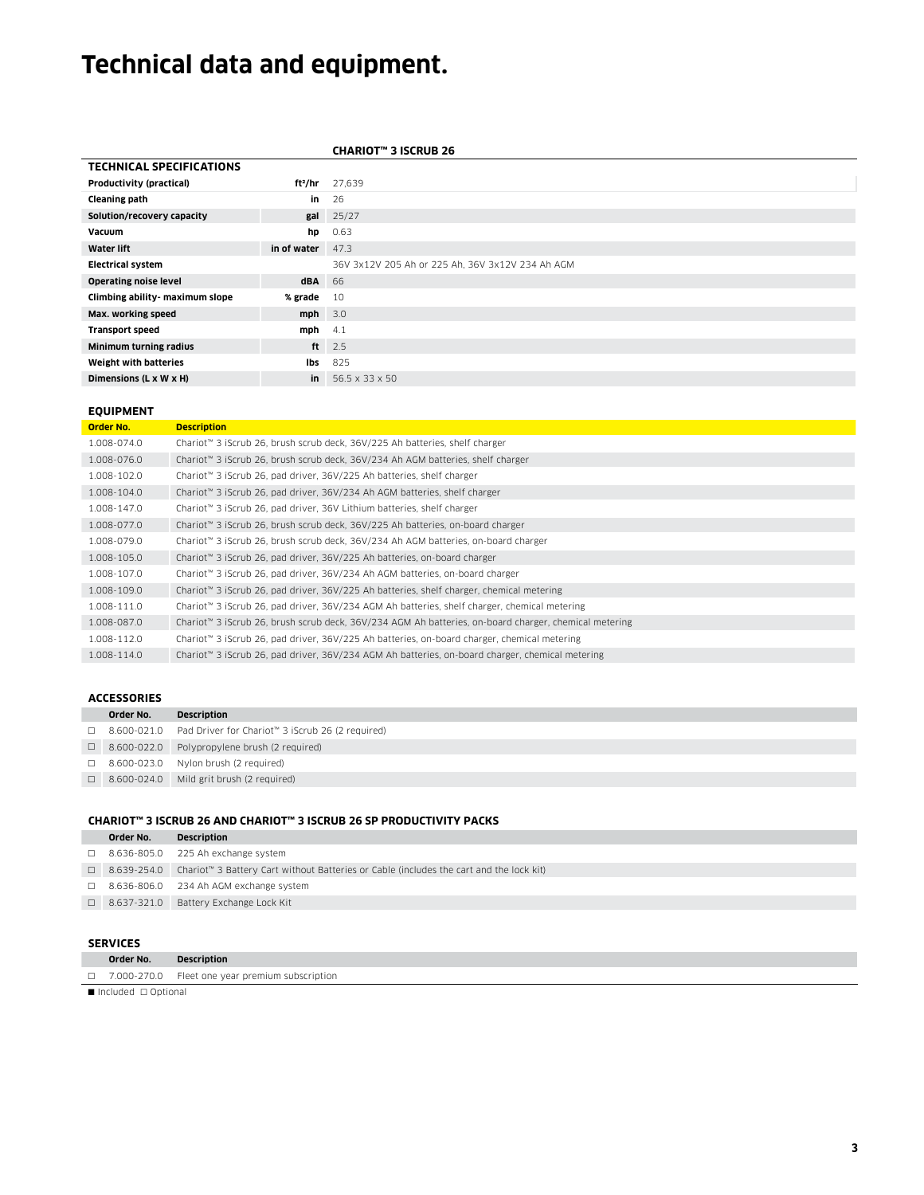# Technical data and equipment.

| TECHNICAL SPECIFICATIONS | | CHARIOT™ 3 ISCRUB 26 |
|---|---|---|
| **Productivity (practical)** | **ft²/hr** | 27,639 |
| **Cleaning path** | **in** | 26 |
| **Solution/recovery capacity** | **gal** | 25/27 |
| **Vacuum** | **hp** | 0.63 |
| **Water lift** | **in of water** | 47.3 |
| **Electrical system** | | 36V 3x12V 205 Ah or 225 Ah, 36V 3x12V 234 Ah AGM |
| **Operating noise level** | **dBA** | 66 |
| **Climbing ability- maximum slope** | **% grade** | 10 |
| **Max. working speed** | **mph** | 3.0 |
| **Transport speed** | **mph** | 4.1 |
| **Minimum turning radius** | **ft** | 2.5 |
| **Weight with batteries** | **lbs** | 825 |
| **Dimensions (L x W x H)** | **in** | 56.5 x 33 x 50 |

## EQUIPMENT

| Order No. | Description |
|---|---|
| 1.008-074.0 | Chariot™ 3 iScrub 26, brush scrub deck, 36V/225 Ah batteries, shelf charger |
| 1.008-076.0 | Chariot™ 3 iScrub 26, brush scrub deck, 36V/234 Ah AGM batteries, shelf charger |
| 1.008-102.0 | Chariot™ 3 iScrub 26, pad driver, 36V/225 Ah batteries, shelf charger |
| 1.008-104.0 | Chariot™ 3 iScrub 26, pad driver, 36V/234 Ah AGM batteries, shelf charger |
| 1.008-147.0 | Chariot™ 3 iScrub 26, pad driver, 36V Lithium batteries, shelf charger |
| 1.008-077.0 | Chariot™ 3 iScrub 26, brush scrub deck, 36V/225 Ah batteries, on-board charger |
| 1.008-079.0 | Chariot™ 3 iScrub 26, brush scrub deck, 36V/234 Ah AGM batteries, on-board charger |
| 1.008-105.0 | Chariot™ 3 iScrub 26, pad driver, 36V/225 Ah batteries, on-board charger |
| 1.008-107.0 | Chariot™ 3 iScrub 26, pad driver, 36V/234 Ah AGM batteries, on-board charger |
| 1.008-109.0 | Chariot™ 3 iScrub 26, pad driver, 36V/225 Ah batteries, shelf charger, chemical metering |
| 1.008-111.0 | Chariot™ 3 iScrub 26, pad driver, 36V/234 AGM Ah batteries, shelf charger, chemical metering |
| 1.008-087.0 | Chariot™ 3 iScrub 26, brush scrub deck, 36V/234 AGM Ah batteries, on-board charger, chemical metering |
| 1.008-112.0 | Chariot™ 3 iScrub 26, pad driver, 36V/225 Ah batteries, on-board charger, chemical metering |
| 1.008-114.0 | Chariot™ 3 iScrub 26, pad driver, 36V/234 AGM Ah batteries, on-board charger, chemical metering |

## ACCESSORIES

| | Order No. | Description |
|---|---|---|
| □ | 8.600-021.0 | Pad Driver for Chariot™ 3 iScrub 26 (2 required) |
| □ | 8.600-022.0 | Polypropylene brush (2 required) |
| □ | 8.600-023.0 | Nylon brush (2 required) |
| □ | 8.600-024.0 | Mild grit brush (2 required) |

## CHARIOT™ 3 ISCRUB 26 AND CHARIOT™ 3 ISCRUB 26 SP PRODUCTIVITY PACKS

| | Order No. | Description |
|---|---|---|
| □ | 8.636-805.0 | 225 Ah exchange system |
| □ | 8.639-254.0 | Chariot™ 3 Battery Cart without Batteries or Cable (includes the cart and the lock kit) |
| □ | 8.636-806.0 | 234 Ah AGM exchange system |
| □ | 8.637-321.0 | Battery Exchange Lock Kit |

## SERVICES

| | Order No. | Description |
|---|---|---|
| □ | 7.000-270.0 | Fleet one year premium subscription |

■ Included □ Optional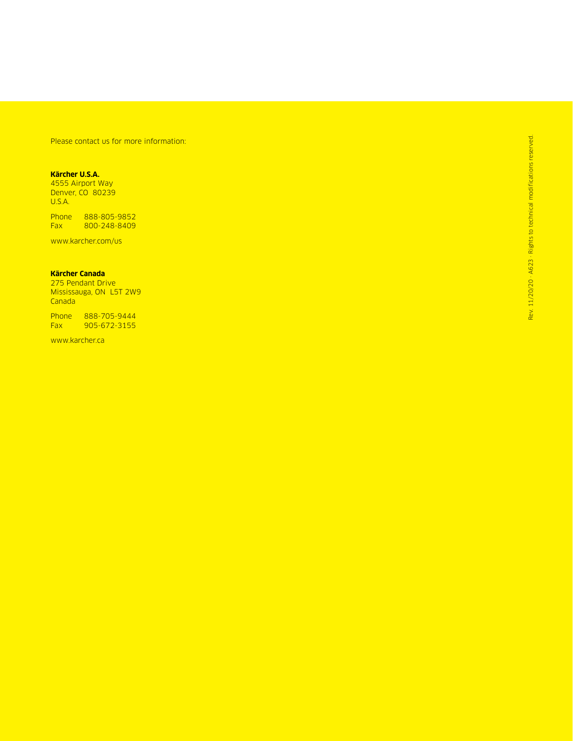Please contact us for more information:

**Kärcher U.S.A.**
4555 Airport Way
Denver, CO 80239
U.S.A.

Phone 888-805-9852
Fax 800-248-8409

www.karcher.com/us

**Kärcher Canada**
275 Pendant Drive
Mississauga, ON L5T 2W9
Canada

Phone 888-705-9444
Fax 905-672-3155

www.karcher.ca

Rev. 11/20/20 · A623 · Rights to technical modifications reserved.